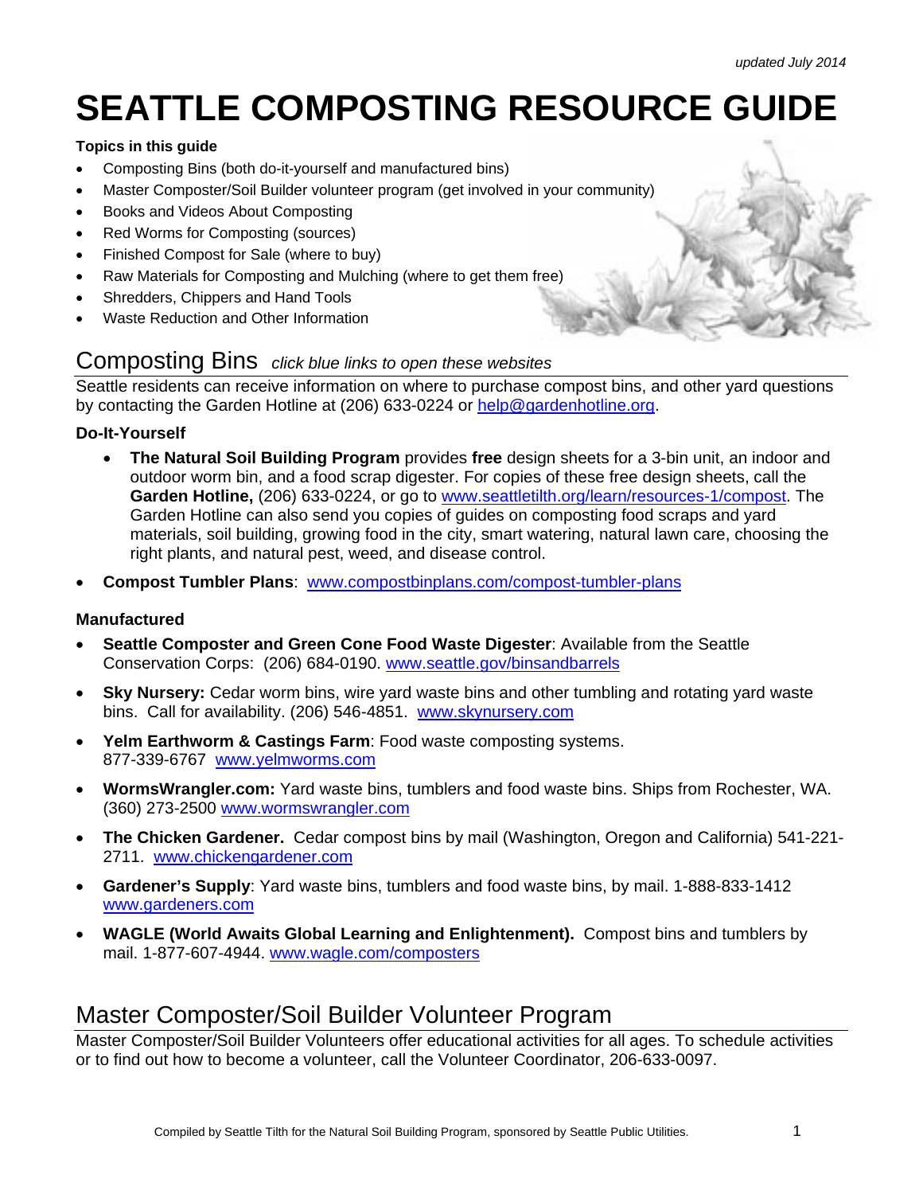*updated July 2014*

# SEATTLE COMPOSTING RESOURCE GUIDE

**Topics in this guide**

- Composting Bins (both do-it-yourself and manufactured bins)
- Master Composter/Soil Builder volunteer program (get involved in your community)
- Books and Videos About Composting
- Red Worms for Composting (sources)
- Finished Compost for Sale (where to buy)
- Raw Materials for Composting and Mulching (where to get them free)
- Shredders, Chippers and Hand Tools
- Waste Reduction and Other Information

## Composting Bins *click blue links to open these websites*

Seattle residents can receive information on where to purchase compost bins, and other yard questions by contacting the Garden Hotline at (206) 633-0224 or help@gardenhotline.org.

### Do-It-Yourself

- **The Natural Soil Building Program** provides **free** design sheets for a 3-bin unit, an indoor and outdoor worm bin, and a food scrap digester. For copies of these free design sheets, call the **Garden Hotline,** (206) 633-0224, or go to www.seattletilth.org/learn/resources-1/compost. The Garden Hotline can also send you copies of guides on composting food scraps and yard materials, soil building, growing food in the city, smart watering, natural lawn care, choosing the right plants, and natural pest, weed, and disease control.
- **Compost Tumbler Plans**: www.compostbinplans.com/compost-tumbler-plans

### Manufactured

- **Seattle Composter and Green Cone Food Waste Digester**: Available from the Seattle Conservation Corps: (206) 684-0190. www.seattle.gov/binsandbarrels
- **Sky Nursery:** Cedar worm bins, wire yard waste bins and other tumbling and rotating yard waste bins. Call for availability. (206) 546-4851. www.skynursery.com
- **Yelm Earthworm & Castings Farm**: Food waste composting systems. 877-339-6767 www.yelmworms.com
- **WormsWrangler.com:** Yard waste bins, tumblers and food waste bins. Ships from Rochester, WA. (360) 273-2500 www.wormswrangler.com
- **The Chicken Gardener.** Cedar compost bins by mail (Washington, Oregon and California) 541-221-2711. www.chickengardener.com
- **Gardener's Supply**: Yard waste bins, tumblers and food waste bins, by mail. 1-888-833-1412 www.gardeners.com
- **WAGLE (World Awaits Global Learning and Enlightenment).** Compost bins and tumblers by mail. 1-877-607-4944. www.wagle.com/composters

## Master Composter/Soil Builder Volunteer Program

Master Composter/Soil Builder Volunteers offer educational activities for all ages. To schedule activities or to find out how to become a volunteer, call the Volunteer Coordinator, 206-633-0097.

Compiled by Seattle Tilth for the Natural Soil Building Program, sponsored by Seattle Public Utilities.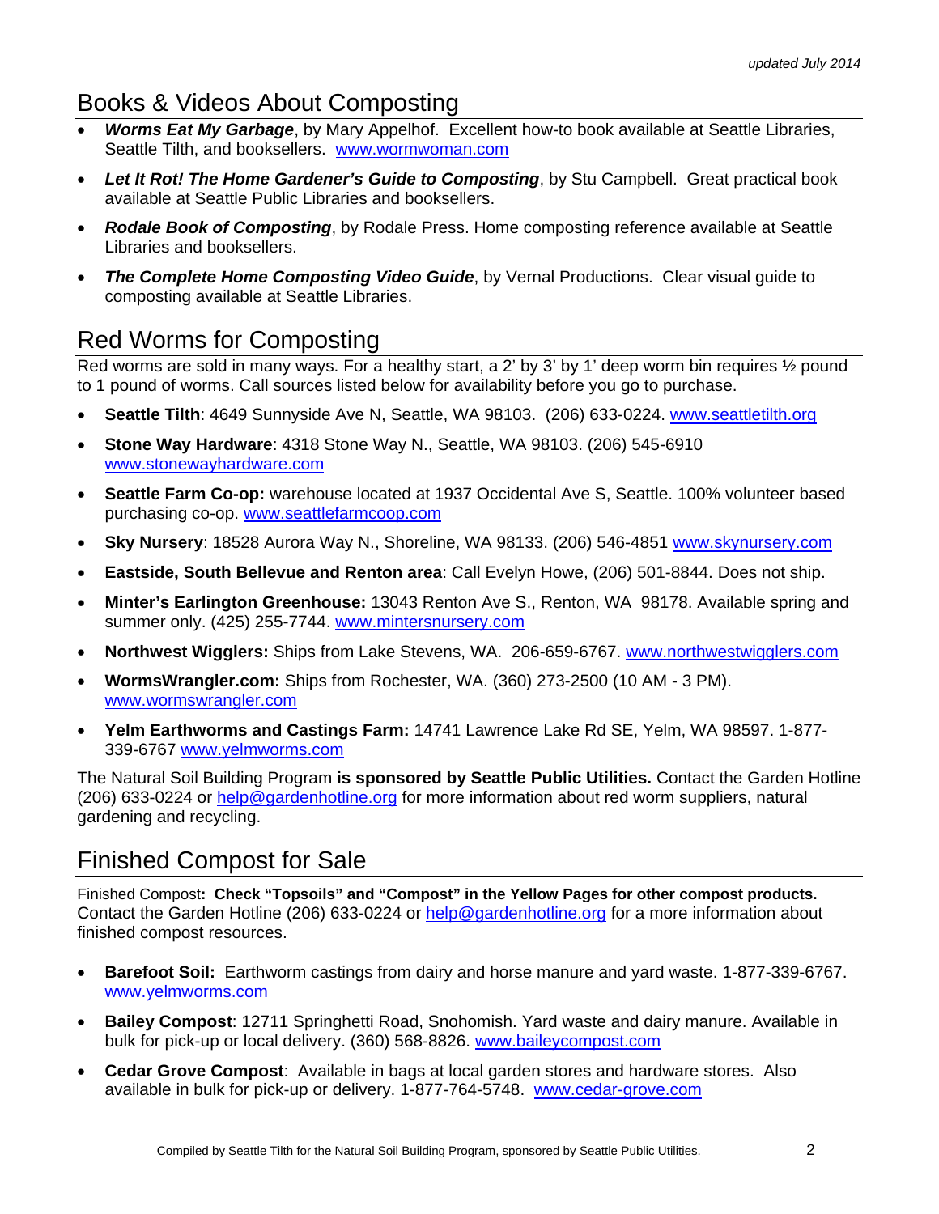*updated July 2014*

## Books & Videos About Composting

- ***Worms Eat My Garbage***, by Mary Appelhof. Excellent how-to book available at Seattle Libraries, Seattle Tilth, and booksellers. www.wormwoman.com
- ***Let It Rot! The Home Gardener's Guide to Composting***, by Stu Campbell. Great practical book available at Seattle Public Libraries and booksellers.
- ***Rodale Book of Composting***, by Rodale Press. Home composting reference available at Seattle Libraries and booksellers.
- ***The Complete Home Composting Video Guide***, by Vernal Productions. Clear visual guide to composting available at Seattle Libraries.

## Red Worms for Composting

Red worms are sold in many ways. For a healthy start, a 2' by 3' by 1' deep worm bin requires ½ pound to 1 pound of worms. Call sources listed below for availability before you go to purchase.

- **Seattle Tilth**: 4649 Sunnyside Ave N, Seattle, WA 98103. (206) 633-0224. www.seattletilth.org
- **Stone Way Hardware**: 4318 Stone Way N., Seattle, WA 98103. (206) 545-6910 www.stonewayhardware.com
- **Seattle Farm Co-op:** warehouse located at 1937 Occidental Ave S, Seattle. 100% volunteer based purchasing co-op. www.seattlefarmcoop.com
- **Sky Nursery**: 18528 Aurora Way N., Shoreline, WA 98133. (206) 546-4851 www.skynursery.com
- **Eastside, South Bellevue and Renton area**: Call Evelyn Howe, (206) 501-8844. Does not ship.
- **Minter's Earlington Greenhouse:** 13043 Renton Ave S., Renton, WA 98178. Available spring and summer only. (425) 255-7744. www.mintersnursery.com
- **Northwest Wigglers:** Ships from Lake Stevens, WA. 206-659-6767. www.northwestwigglers.com
- **WormsWrangler.com:** Ships from Rochester, WA. (360) 273-2500 (10 AM - 3 PM). www.wormswrangler.com
- **Yelm Earthworms and Castings Farm:** 14741 Lawrence Lake Rd SE, Yelm, WA 98597. 1-877-339-6767 www.yelmworms.com

The Natural Soil Building Program **is sponsored by Seattle Public Utilities.** Contact the Garden Hotline (206) 633-0224 or help@gardenhotline.org for more information about red worm suppliers, natural gardening and recycling.

## Finished Compost for Sale

Finished Compost**: Check "Topsoils" and "Compost" in the Yellow Pages for other compost products.** Contact the Garden Hotline (206) 633-0224 or help@gardenhotline.org for a more information about finished compost resources.

- **Barefoot Soil:** Earthworm castings from dairy and horse manure and yard waste. 1-877-339-6767. www.yelmworms.com
- **Bailey Compost**: 12711 Springhetti Road, Snohomish. Yard waste and dairy manure. Available in bulk for pick-up or local delivery. (360) 568-8826. www.baileycompost.com
- **Cedar Grove Compost**: Available in bags at local garden stores and hardware stores. Also available in bulk for pick-up or delivery. 1-877-764-5748. www.cedar-grove.com

Compiled by Seattle Tilth for the Natural Soil Building Program, sponsored by Seattle Public Utilities.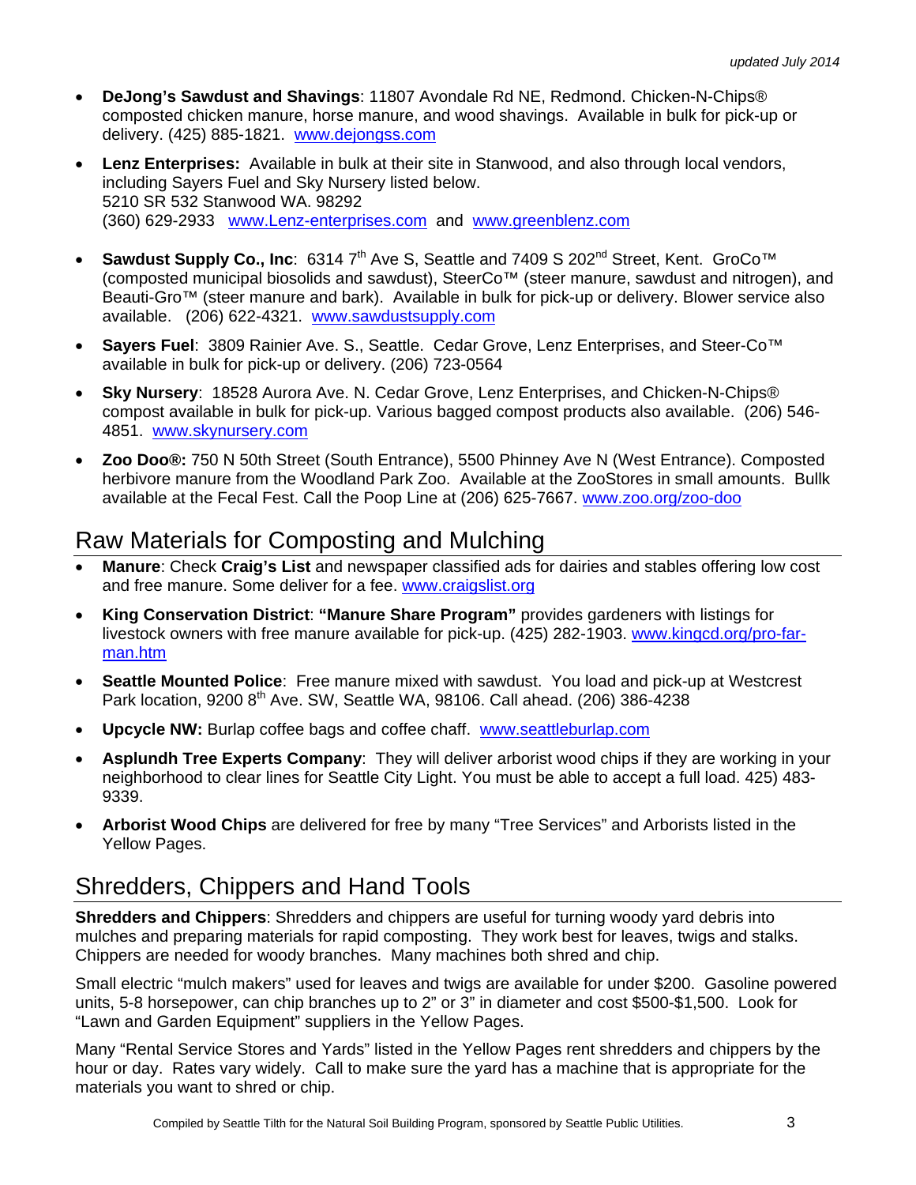- **DeJong's Sawdust and Shavings**: 11807 Avondale Rd NE, Redmond. Chicken-N-Chips® composted chicken manure, horse manure, and wood shavings. Available in bulk for pick-up or delivery. (425) 885-1821. www.dejongss.com
- **Lenz Enterprises:** Available in bulk at their site in Stanwood, and also through local vendors, including Sayers Fuel and Sky Nursery listed below.  
  5210 SR 532 Stanwood WA. 98292  
  (360) 629-2933 www.Lenz-enterprises.com and www.greenblenz.com
- **Sawdust Supply Co., Inc**: 6314 7th Ave S, Seattle and 7409 S 202nd Street, Kent. GroCo™ (composted municipal biosolids and sawdust), SteerCo™ (steer manure, sawdust and nitrogen), and Beauti-Gro™ (steer manure and bark). Available in bulk for pick-up or delivery. Blower service also available. (206) 622-4321. www.sawdustsupply.com
- **Sayers Fuel**: 3809 Rainier Ave. S., Seattle. Cedar Grove, Lenz Enterprises, and Steer-Co™ available in bulk for pick-up or delivery. (206) 723-0564
- **Sky Nursery**: 18528 Aurora Ave. N. Cedar Grove, Lenz Enterprises, and Chicken-N-Chips® compost available in bulk for pick-up. Various bagged compost products also available. (206) 546-4851. www.skynursery.com
- **Zoo Doo®:** 750 N 50th Street (South Entrance), 5500 Phinney Ave N (West Entrance). Composted herbivore manure from the Woodland Park Zoo. Available at the ZooStores in small amounts. Bullk available at the Fecal Fest. Call the Poop Line at (206) 625-7667. www.zoo.org/zoo-doo

## Raw Materials for Composting and Mulching

- **Manure**: Check **Craig's List** and newspaper classified ads for dairies and stables offering low cost and free manure. Some deliver for a fee. www.craigslist.org
- **King Conservation District**: **"Manure Share Program"** provides gardeners with listings for livestock owners with free manure available for pick-up. (425) 282-1903. www.kingcd.org/pro-far-man.htm
- **Seattle Mounted Police**: Free manure mixed with sawdust. You load and pick-up at Westcrest Park location, 9200 8th Ave. SW, Seattle WA, 98106. Call ahead. (206) 386-4238
- **Upcycle NW:** Burlap coffee bags and coffee chaff. www.seattleburlap.com
- **Asplundh Tree Experts Company**: They will deliver arborist wood chips if they are working in your neighborhood to clear lines for Seattle City Light. You must be able to accept a full load. 425) 483-9339.
- **Arborist Wood Chips** are delivered for free by many "Tree Services" and Arborists listed in the Yellow Pages.

## Shredders, Chippers and Hand Tools

**Shredders and Chippers**: Shredders and chippers are useful for turning woody yard debris into mulches and preparing materials for rapid composting. They work best for leaves, twigs and stalks. Chippers are needed for woody branches. Many machines both shred and chip.

Small electric "mulch makers" used for leaves and twigs are available for under $200. Gasoline powered units, 5-8 horsepower, can chip branches up to 2" or 3" in diameter and cost $500-$1,500. Look for "Lawn and Garden Equipment" suppliers in the Yellow Pages.

Many "Rental Service Stores and Yards" listed in the Yellow Pages rent shredders and chippers by the hour or day. Rates vary widely. Call to make sure the yard has a machine that is appropriate for the materials you want to shred or chip.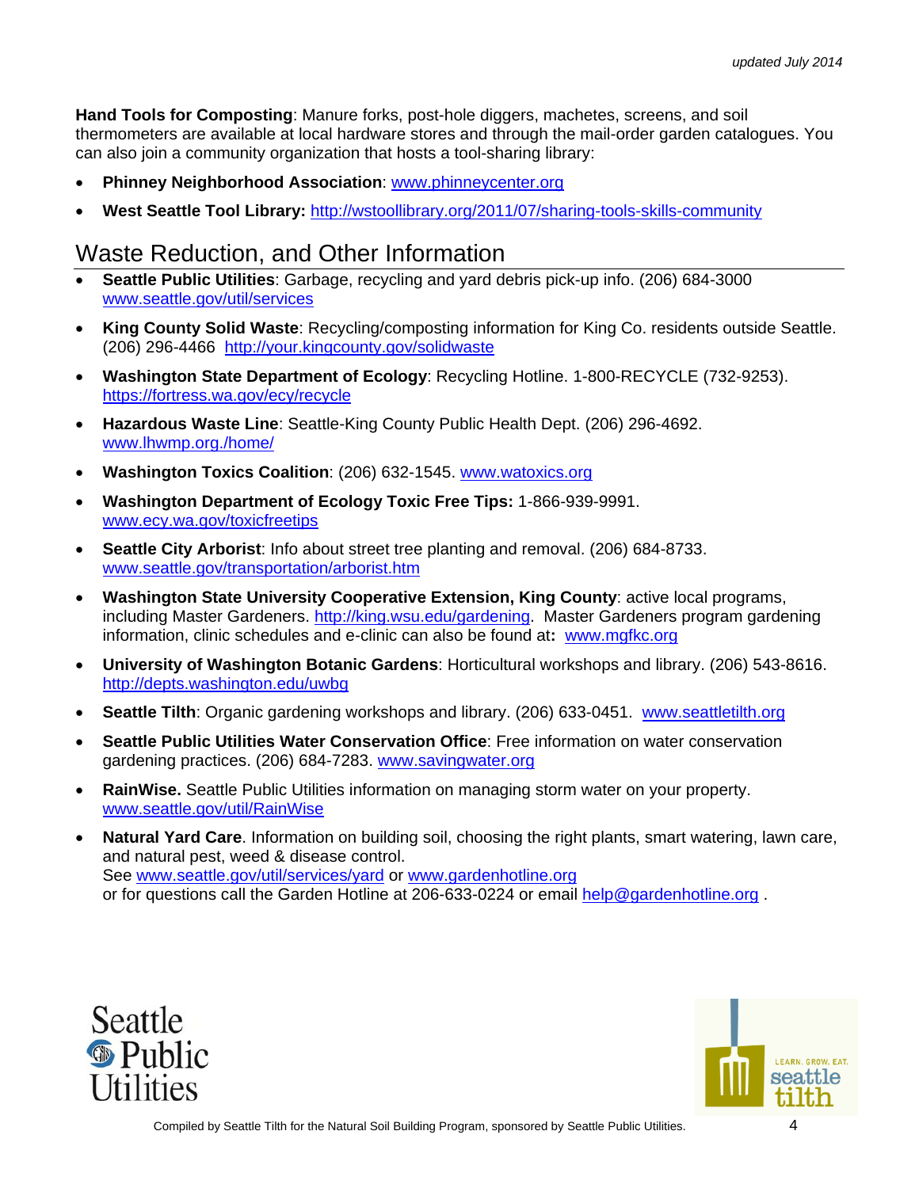*updated July 2014*

**Hand Tools for Composting**: Manure forks, post-hole diggers, machetes, screens, and soil thermometers are available at local hardware stores and through the mail-order garden catalogues. You can also join a community organization that hosts a tool-sharing library:

- **Phinney Neighborhood Association**: www.phinneycenter.org
- **West Seattle Tool Library:** http://wstoollibrary.org/2011/07/sharing-tools-skills-community

## Waste Reduction, and Other Information

- **Seattle Public Utilities**: Garbage, recycling and yard debris pick-up info. (206) 684-3000 www.seattle.gov/util/services
- **King County Solid Waste**: Recycling/composting information for King Co. residents outside Seattle. (206) 296-4466 http://your.kingcounty.gov/solidwaste
- **Washington State Department of Ecology**: Recycling Hotline. 1-800-RECYCLE (732-9253). https://fortress.wa.gov/ecy/recycle
- **Hazardous Waste Line**: Seattle-King County Public Health Dept. (206) 296-4692. www.lhwmp.org./home/
- **Washington Toxics Coalition**: (206) 632-1545. www.watoxics.org
- **Washington Department of Ecology Toxic Free Tips:** 1-866-939-9991. www.ecy.wa.gov/toxicfreetips
- **Seattle City Arborist**: Info about street tree planting and removal. (206) 684-8733. www.seattle.gov/transportation/arborist.htm
- **Washington State University Cooperative Extension, King County**: active local programs, including Master Gardeners. http://king.wsu.edu/gardening. Master Gardeners program gardening information, clinic schedules and e-clinic can also be found at**:** www.mgfkc.org
- **University of Washington Botanic Gardens**: Horticultural workshops and library. (206) 543-8616. http://depts.washington.edu/uwbg
- **Seattle Tilth**: Organic gardening workshops and library. (206) 633-0451. www.seattletilth.org
- **Seattle Public Utilities Water Conservation Office**: Free information on water conservation gardening practices. (206) 684-7283. www.savingwater.org
- **RainWise.** Seattle Public Utilities information on managing storm water on your property. www.seattle.gov/util/RainWise
- **Natural Yard Care**. Information on building soil, choosing the right plants, smart watering, lawn care, and natural pest, weed & disease control.
  See www.seattle.gov/util/services/yard or www.gardenhotline.org
  or for questions call the Garden Hotline at 206-633-0224 or email help@gardenhotline.org .

Seattle Public Utilities

LEARN. GROW. EAT. seattle tilth

Compiled by Seattle Tilth for the Natural Soil Building Program, sponsored by Seattle Public Utilities.